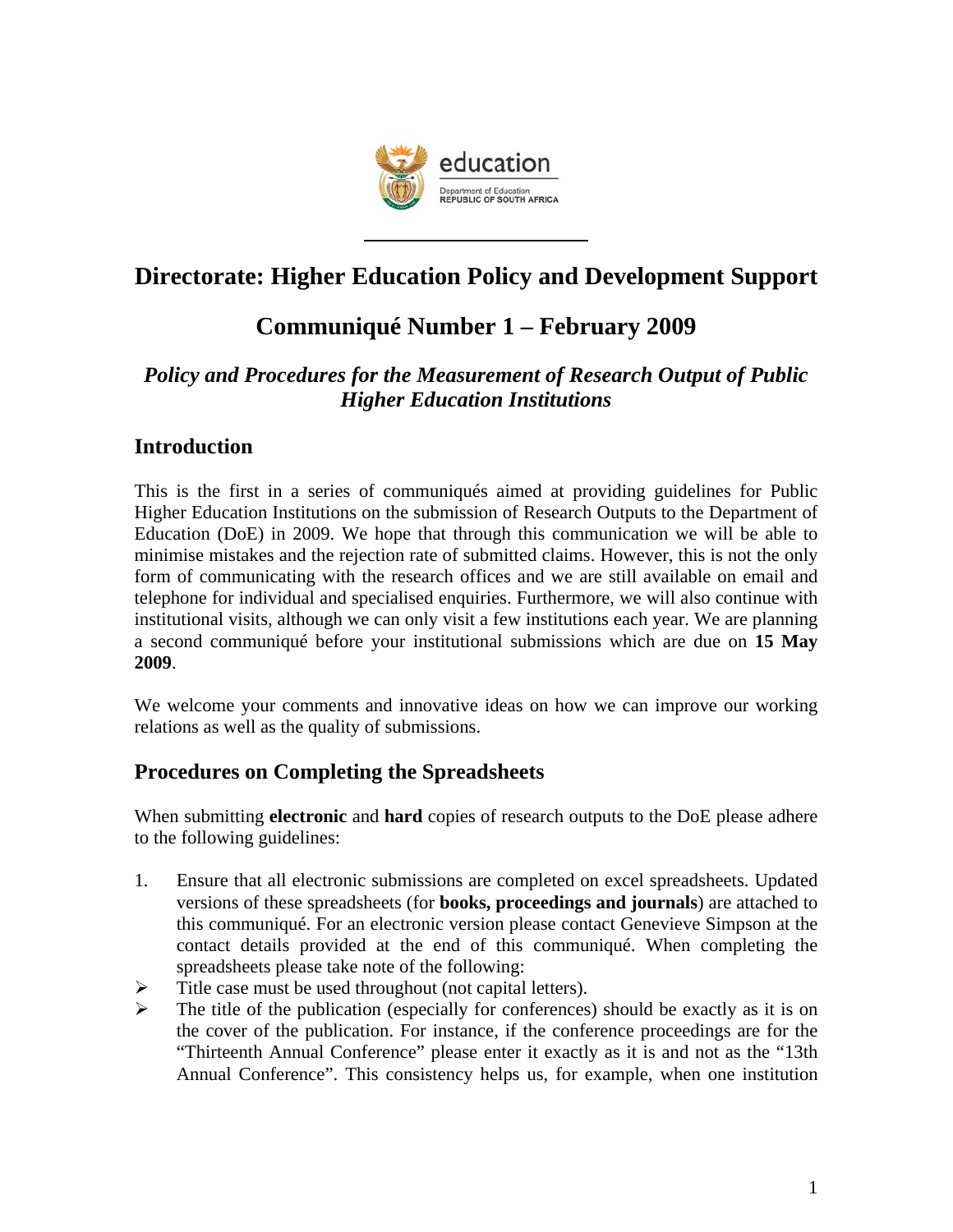education

Department of Education
REPUBLIC OF SOUTH AFRICA

# Directorate: Higher Education Policy and Development Support

# Communiqué Number 1 – February 2009

## *Policy and Procedures for the Measurement of Research Output of Public Higher Education Institutions*

## Introduction

This is the first in a series of communiqués aimed at providing guidelines for Public Higher Education Institutions on the submission of Research Outputs to the Department of Education (DoE) in 2009. We hope that through this communication we will be able to minimise mistakes and the rejection rate of submitted claims. However, this is not the only form of communicating with the research offices and we are still available on email and telephone for individual and specialised enquiries. Furthermore, we will also continue with institutional visits, although we can only visit a few institutions each year. We are planning a second communiqué before your institutional submissions which are due on **15 May 2009**.

We welcome your comments and innovative ideas on how we can improve our working relations as well as the quality of submissions.

## Procedures on Completing the Spreadsheets

When submitting **electronic** and **hard** copies of research outputs to the DoE please adhere to the following guidelines:

1. Ensure that all electronic submissions are completed on excel spreadsheets. Updated versions of these spreadsheets (for **books, proceedings and journals**) are attached to this communiqué. For an electronic version please contact Genevieve Simpson at the contact details provided at the end of this communiqué. When completing the spreadsheets please take note of the following:

- Title case must be used throughout (not capital letters).
- The title of the publication (especially for conferences) should be exactly as it is on the cover of the publication. For instance, if the conference proceedings are for the "Thirteenth Annual Conference" please enter it exactly as it is and not as the "13th Annual Conference". This consistency helps us, for example, when one institution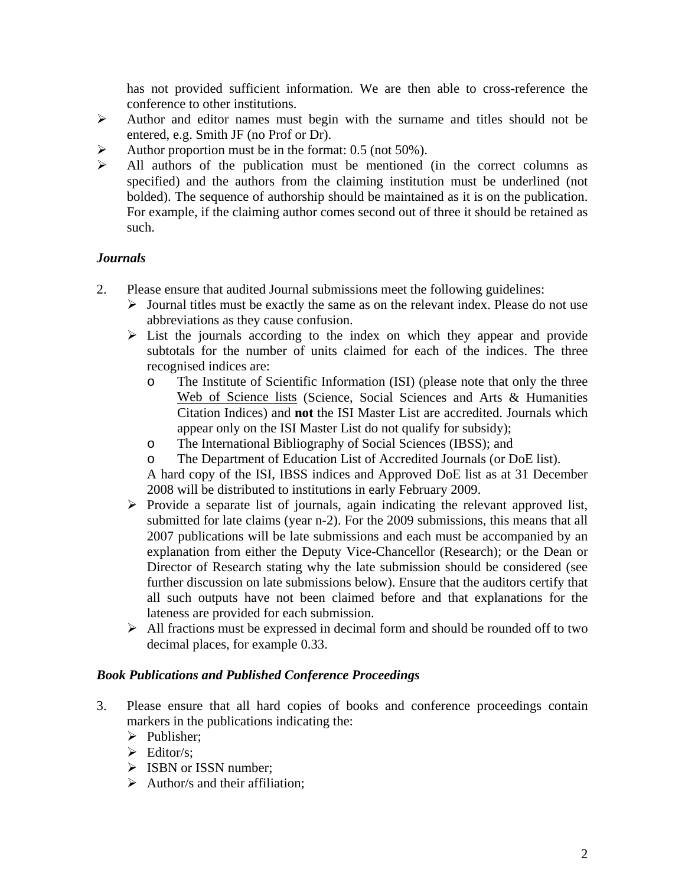has not provided sufficient information. We are then able to cross-reference the conference to other institutions.

- Author and editor names must begin with the surname and titles should not be entered, e.g. Smith JF (no Prof or Dr).
- Author proportion must be in the format: 0.5 (not 50%).
- All authors of the publication must be mentioned (in the correct columns as specified) and the authors from the claiming institution must be underlined (not bolded). The sequence of authorship should be maintained as it is on the publication. For example, if the claiming author comes second out of three it should be retained as such.

### *Journals*

2. Please ensure that audited Journal submissions meet the following guidelines:
   - Journal titles must be exactly the same as on the relevant index. Please do not use abbreviations as they cause confusion.
   - List the journals according to the index on which they appear and provide subtotals for the number of units claimed for each of the indices. The three recognised indices are:
     - The Institute of Scientific Information (ISI) (please note that only the three Web of Science lists (Science, Social Sciences and Arts & Humanities Citation Indices) and **not** the ISI Master List are accredited. Journals which appear only on the ISI Master List do not qualify for subsidy);
     - The International Bibliography of Social Sciences (IBSS); and
     - The Department of Education List of Accredited Journals (or DoE list).

     A hard copy of the ISI, IBSS indices and Approved DoE list as at 31 December 2008 will be distributed to institutions in early February 2009.
   - Provide a separate list of journals, again indicating the relevant approved list, submitted for late claims (year n-2). For the 2009 submissions, this means that all 2007 publications will be late submissions and each must be accompanied by an explanation from either the Deputy Vice-Chancellor (Research); or the Dean or Director of Research stating why the late submission should be considered (see further discussion on late submissions below). Ensure that the auditors certify that all such outputs have not been claimed before and that explanations for the lateness are provided for each submission.
   - All fractions must be expressed in decimal form and should be rounded off to two decimal places, for example 0.33.

### *Book Publications and Published Conference Proceedings*

3. Please ensure that all hard copies of books and conference proceedings contain markers in the publications indicating the:
   - Publisher;
   - Editor/s;
   - ISBN or ISSN number;
   - Author/s and their affiliation;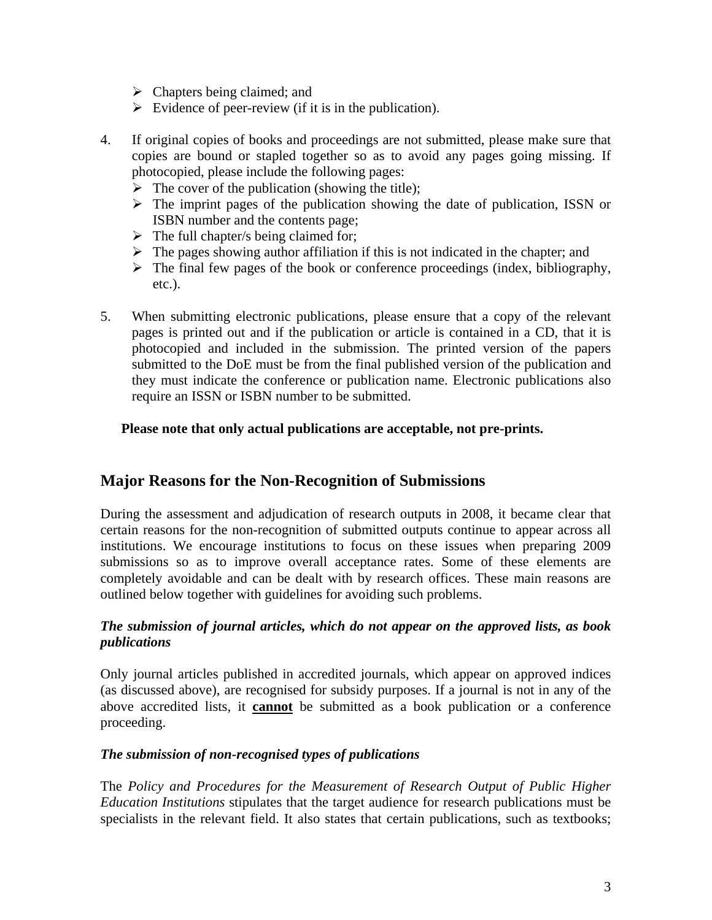- Chapters being claimed; and
- Evidence of peer-review (if it is in the publication).

4. If original copies of books and proceedings are not submitted, please make sure that copies are bound or stapled together so as to avoid any pages going missing. If photocopied, please include the following pages:
   - The cover of the publication (showing the title);
   - The imprint pages of the publication showing the date of publication, ISSN or ISBN number and the contents page;
   - The full chapter/s being claimed for;
   - The pages showing author affiliation if this is not indicated in the chapter; and
   - The final few pages of the book or conference proceedings (index, bibliography, etc.).

5. When submitting electronic publications, please ensure that a copy of the relevant pages is printed out and if the publication or article is contained in a CD, that it is photocopied and included in the submission. The printed version of the papers submitted to the DoE must be from the final published version of the publication and they must indicate the conference or publication name. Electronic publications also require an ISSN or ISBN number to be submitted.

**Please note that only actual publications are acceptable, not pre-prints.**

## Major Reasons for the Non-Recognition of Submissions

During the assessment and adjudication of research outputs in 2008, it became clear that certain reasons for the non-recognition of submitted outputs continue to appear across all institutions. We encourage institutions to focus on these issues when preparing 2009 submissions so as to improve overall acceptance rates. Some of these elements are completely avoidable and can be dealt with by research offices. These main reasons are outlined below together with guidelines for avoiding such problems.

***The submission of journal articles, which do not appear on the approved lists, as book publications***

Only journal articles published in accredited journals, which appear on approved indices (as discussed above), are recognised for subsidy purposes. If a journal is not in any of the above accredited lists, it **cannot** be submitted as a book publication or a conference proceeding.

***The submission of non-recognised types of publications***

The *Policy and Procedures for the Measurement of Research Output of Public Higher Education Institutions* stipulates that the target audience for research publications must be specialists in the relevant field. It also states that certain publications, such as textbooks;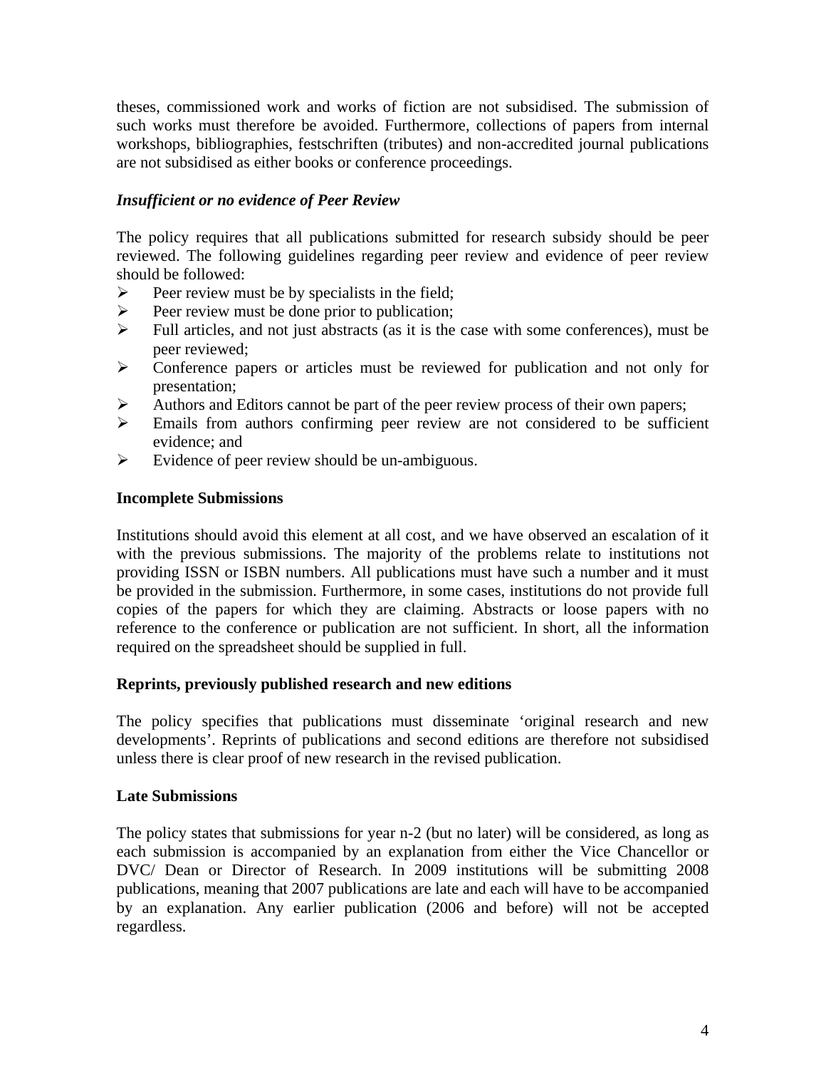theses, commissioned work and works of fiction are not subsidised. The submission of such works must therefore be avoided. Furthermore, collections of papers from internal workshops, bibliographies, festschriften (tributes) and non-accredited journal publications are not subsidised as either books or conference proceedings.

***Insufficient or no evidence of Peer Review***

The policy requires that all publications submitted for research subsidy should be peer reviewed. The following guidelines regarding peer review and evidence of peer review should be followed:

- Peer review must be by specialists in the field;
- Peer review must be done prior to publication;
- Full articles, and not just abstracts (as it is the case with some conferences), must be peer reviewed;
- Conference papers or articles must be reviewed for publication and not only for presentation;
- Authors and Editors cannot be part of the peer review process of their own papers;
- Emails from authors confirming peer review are not considered to be sufficient evidence; and
- Evidence of peer review should be un-ambiguous.

**Incomplete Submissions**

Institutions should avoid this element at all cost, and we have observed an escalation of it with the previous submissions. The majority of the problems relate to institutions not providing ISSN or ISBN numbers. All publications must have such a number and it must be provided in the submission. Furthermore, in some cases, institutions do not provide full copies of the papers for which they are claiming. Abstracts or loose papers with no reference to the conference or publication are not sufficient. In short, all the information required on the spreadsheet should be supplied in full.

**Reprints, previously published research and new editions**

The policy specifies that publications must disseminate 'original research and new developments'. Reprints of publications and second editions are therefore not subsidised unless there is clear proof of new research in the revised publication.

**Late Submissions**

The policy states that submissions for year n-2 (but no later) will be considered, as long as each submission is accompanied by an explanation from either the Vice Chancellor or DVC/ Dean or Director of Research. In 2009 institutions will be submitting 2008 publications, meaning that 2007 publications are late and each will have to be accompanied by an explanation. Any earlier publication (2006 and before) will not be accepted regardless.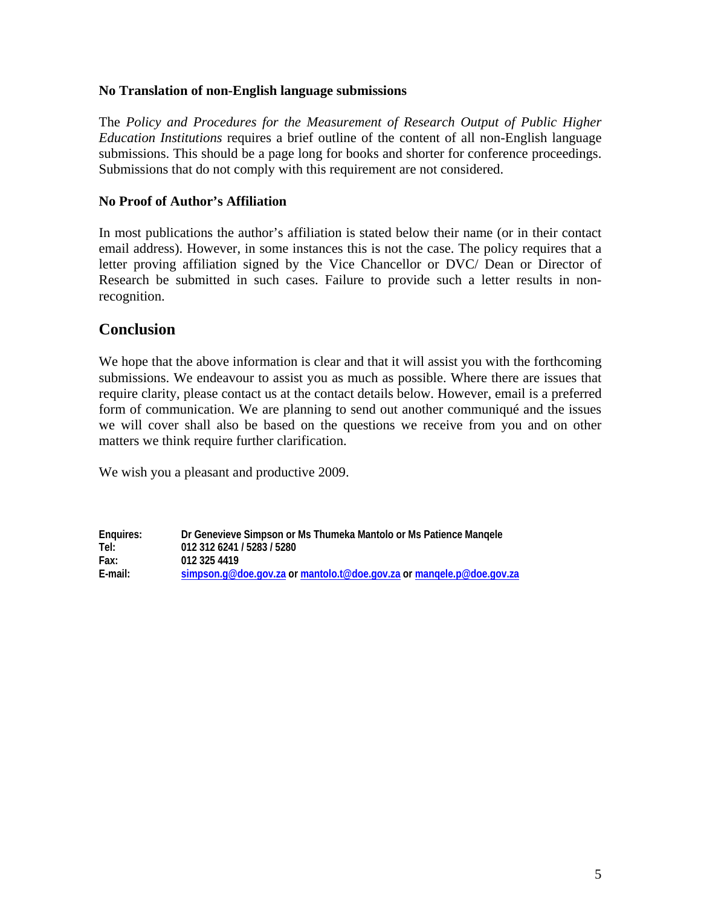**No Translation of non-English language submissions**

The *Policy and Procedures for the Measurement of Research Output of Public Higher Education Institutions* requires a brief outline of the content of all non-English language submissions. This should be a page long for books and shorter for conference proceedings. Submissions that do not comply with this requirement are not considered.

**No Proof of Author's Affiliation**

In most publications the author's affiliation is stated below their name (or in their contact email address). However, in some instances this is not the case. The policy requires that a letter proving affiliation signed by the Vice Chancellor or DVC/ Dean or Director of Research be submitted in such cases. Failure to provide such a letter results in non-recognition.

## Conclusion

We hope that the above information is clear and that it will assist you with the forthcoming submissions. We endeavour to assist you as much as possible. Where there are issues that require clarity, please contact us at the contact details below. However, email is a preferred form of communication. We are planning to send out another communiqué and the issues we will cover shall also be based on the questions we receive from you and on other matters we think require further clarification.

We wish you a pleasant and productive 2009.

| | |
|---|---|
| **Enquires:** | **Dr Genevieve Simpson or Ms Thumeka Mantolo or Ms Patience Manqele** |
| **Tel:** | **012 312 6241 / 5283 / 5280** |
| **Fax:** | **012 325 4419** |
| **E-mail:** | **simpson.g@doe.gov.za or mantolo.t@doe.gov.za or manqele.p@doe.gov.za** |